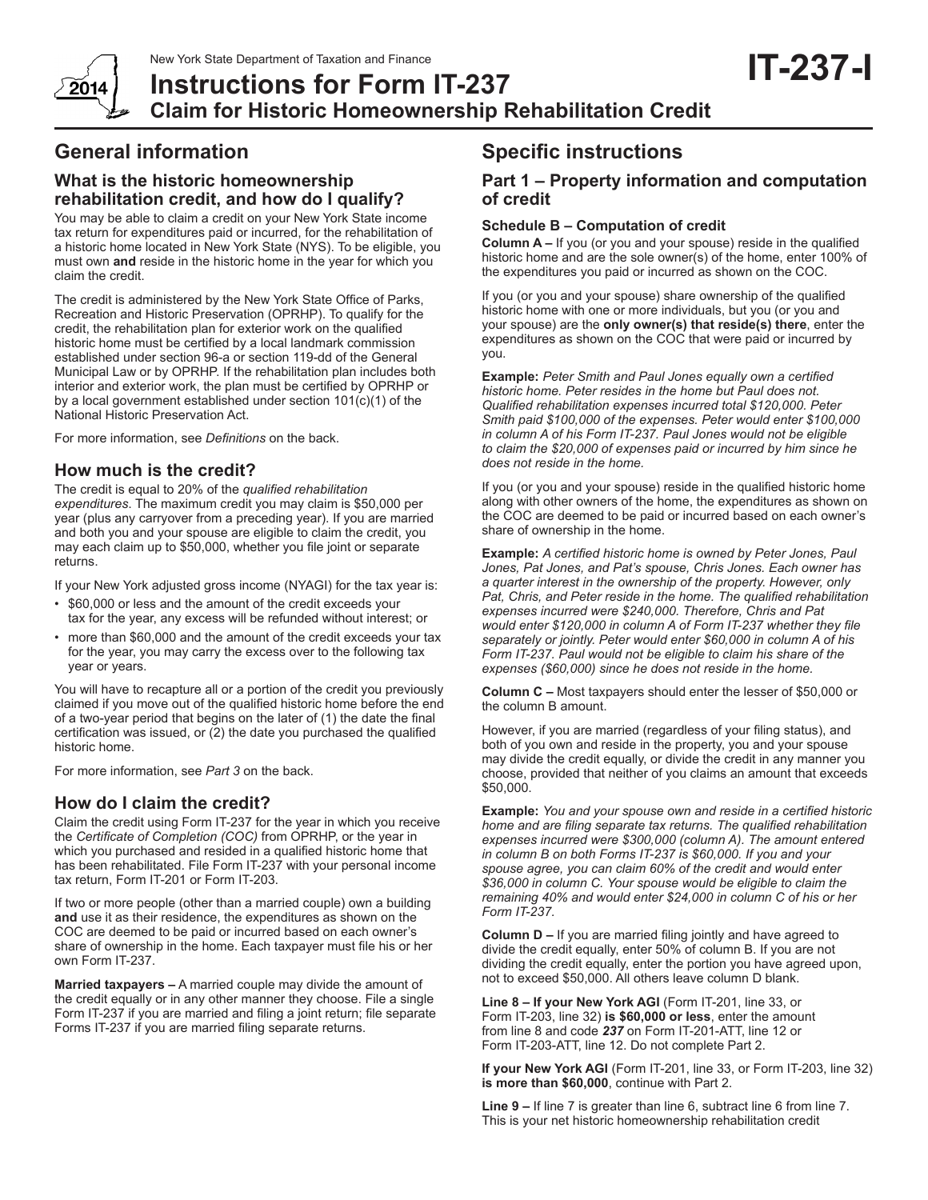New York State Department of Taxation and Finance

2014

# Instructions for Form IT-237

## Claim for Historic Homeownership Rehabilitation Credit

**IT-237-I**

## General information

### What is the historic homeownership rehabilitation credit, and how do I qualify?

You may be able to claim a credit on your New York State income tax return for expenditures paid or incurred, for the rehabilitation of a historic home located in New York State (NYS). To be eligible, you must own **and** reside in the historic home in the year for which you claim the credit.

The credit is administered by the New York State Office of Parks, Recreation and Historic Preservation (OPRHP). To qualify for the credit, the rehabilitation plan for exterior work on the qualified historic home must be certified by a local landmark commission established under section 96-a or section 119-dd of the General Municipal Law or by OPRHP. If the rehabilitation plan includes both interior and exterior work, the plan must be certified by OPRHP or by a local government established under section 101(c)(1) of the National Historic Preservation Act.

For more information, see *Definitions* on the back.

### How much is the credit?

The credit is equal to 20% of the *qualified rehabilitation expenditures*. The maximum credit you may claim is $50,000 per year (plus any carryover from a preceding year). If you are married and both you and your spouse are eligible to claim the credit, you may each claim up to $50,000, whether you file joint or separate returns.

If your New York adjusted gross income (NYAGI) for the tax year is:

- $60,000 or less and the amount of the credit exceeds your tax for the year, any excess will be refunded without interest; or
- more than $60,000 and the amount of the credit exceeds your tax for the year, you may carry the excess over to the following tax year or years.

You will have to recapture all or a portion of the credit you previously claimed if you move out of the qualified historic home before the end of a two-year period that begins on the later of (1) the date the final certification was issued, or (2) the date you purchased the qualified historic home.

For more information, see *Part 3* on the back.

### How do I claim the credit?

Claim the credit using Form IT-237 for the year in which you receive the *Certificate of Completion (COC)* from OPRHP, or the year in which you purchased and resided in a qualified historic home that has been rehabilitated. File Form IT-237 with your personal income tax return, Form IT-201 or Form IT-203.

If two or more people (other than a married couple) own a building **and** use it as their residence, the expenditures as shown on the COC are deemed to be paid or incurred based on each owner's share of ownership in the home. Each taxpayer must file his or her own Form IT-237.

**Married taxpayers –** A married couple may divide the amount of the credit equally or in any other manner they choose. File a single Form IT-237 if you are married and filing a joint return; file separate Forms IT-237 if you are married filing separate returns.

## Specific instructions

### Part 1 – Property information and computation of credit

#### Schedule B – Computation of credit

**Column A –** If you (or you and your spouse) reside in the qualified historic home and are the sole owner(s) of the home, enter 100% of the expenditures you paid or incurred as shown on the COC.

If you (or you and your spouse) share ownership of the qualified historic home with one or more individuals, but you (or you and your spouse) are the **only owner(s) that reside(s) there**, enter the expenditures as shown on the COC that were paid or incurred by you.

**Example:** *Peter Smith and Paul Jones equally own a certified historic home. Peter resides in the home but Paul does not. Qualified rehabilitation expenses incurred total $120,000. Peter Smith paid $100,000 of the expenses. Peter would enter $100,000 in column A of his Form IT-237. Paul Jones would not be eligible to claim the $20,000 of expenses paid or incurred by him since he does not reside in the home.*

If you (or you and your spouse) reside in the qualified historic home along with other owners of the home, the expenditures as shown on the COC are deemed to be paid or incurred based on each owner's share of ownership in the home.

**Example:** *A certified historic home is owned by Peter Jones, Paul Jones, Pat Jones, and Pat's spouse, Chris Jones. Each owner has a quarter interest in the ownership of the property. However, only Pat, Chris, and Peter reside in the home. The qualified rehabilitation expenses incurred were $240,000. Therefore, Chris and Pat would enter $120,000 in column A of Form IT-237 whether they file separately or jointly. Peter would enter $60,000 in column A of his Form IT-237. Paul would not be eligible to claim his share of the expenses ($60,000) since he does not reside in the home.*

**Column C –** Most taxpayers should enter the lesser of $50,000 or the column B amount.

However, if you are married (regardless of your filing status), and both of you own and reside in the property, you and your spouse may divide the credit equally, or divide the credit in any manner you choose, provided that neither of you claims an amount that exceeds $50,000.

**Example:** *You and your spouse own and reside in a certified historic home and are filing separate tax returns. The qualified rehabilitation expenses incurred were $300,000 (column A). The amount entered in column B on both Forms IT-237 is $60,000. If you and your spouse agree, you can claim 60% of the credit and would enter $36,000 in column C. Your spouse would be eligible to claim the remaining 40% and would enter $24,000 in column C of his or her Form IT-237.*

**Column D –** If you are married filing jointly and have agreed to divide the credit equally, enter 50% of column B. If you are not dividing the credit equally, enter the portion you have agreed upon, not to exceed $50,000. All others leave column D blank.

**Line 8 – If your New York AGI** (Form IT-201, line 33, or Form IT-203, line 32) **is $60,000 or less**, enter the amount from line 8 and code ***237*** on Form IT-201-ATT, line 12 or Form IT-203-ATT, line 12. Do not complete Part 2.

**If your New York AGI** (Form IT-201, line 33, or Form IT-203, line 32) **is more than $60,000**, continue with Part 2.

**Line 9 –** If line 7 is greater than line 6, subtract line 6 from line 7. This is your net historic homeownership rehabilitation credit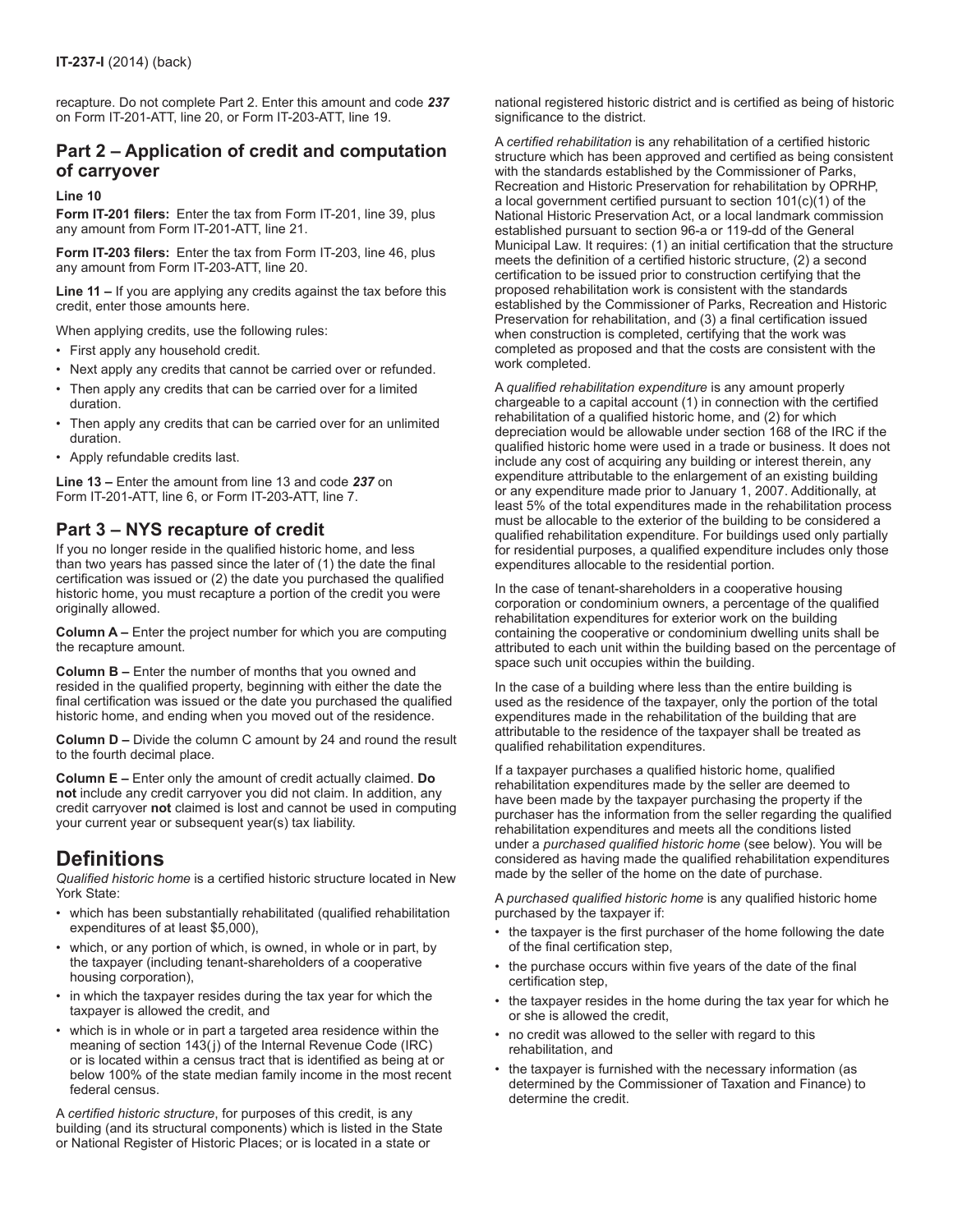recapture. Do not complete Part 2. Enter this amount and code ***237*** on Form IT-201-ATT, line 20, or Form IT-203-ATT, line 19.

## Part 2 – Application of credit and computation of carryover

**Line 10**

**Form IT-201 filers:** Enter the tax from Form IT-201, line 39, plus any amount from Form IT-201-ATT, line 21.

**Form IT-203 filers:** Enter the tax from Form IT-203, line 46, plus any amount from Form IT-203-ATT, line 20.

**Line 11 –** If you are applying any credits against the tax before this credit, enter those amounts here.

When applying credits, use the following rules:

- First apply any household credit.
- Next apply any credits that cannot be carried over or refunded.
- Then apply any credits that can be carried over for a limited duration.
- Then apply any credits that can be carried over for an unlimited duration.
- Apply refundable credits last.

**Line 13 –** Enter the amount from line 13 and code ***237*** on Form IT-201-ATT, line 6, or Form IT-203-ATT, line 7.

## Part 3 – NYS recapture of credit

If you no longer reside in the qualified historic home, and less than two years has passed since the later of (1) the date the final certification was issued or (2) the date you purchased the qualified historic home, you must recapture a portion of the credit you were originally allowed.

**Column A –** Enter the project number for which you are computing the recapture amount.

**Column B –** Enter the number of months that you owned and resided in the qualified property, beginning with either the date the final certification was issued or the date you purchased the qualified historic home, and ending when you moved out of the residence.

**Column D –** Divide the column C amount by 24 and round the result to the fourth decimal place.

**Column E –** Enter only the amount of credit actually claimed. **Do not** include any credit carryover you did not claim. In addition, any credit carryover **not** claimed is lost and cannot be used in computing your current year or subsequent year(s) tax liability.

# Definitions

*Qualified historic home* is a certified historic structure located in New York State:

- which has been substantially rehabilitated (qualified rehabilitation expenditures of at least $5,000),
- which, or any portion of which, is owned, in whole or in part, by the taxpayer (including tenant-shareholders of a cooperative housing corporation),
- in which the taxpayer resides during the tax year for which the taxpayer is allowed the credit, and
- which is in whole or in part a targeted area residence within the meaning of section 143(j) of the Internal Revenue Code (IRC) or is located within a census tract that is identified as being at or below 100% of the state median family income in the most recent federal census.

A *certified historic structure*, for purposes of this credit, is any building (and its structural components) which is listed in the State or National Register of Historic Places; or is located in a state or national registered historic district and is certified as being of historic significance to the district.

A *certified rehabilitation* is any rehabilitation of a certified historic structure which has been approved and certified as being consistent with the standards established by the Commissioner of Parks, Recreation and Historic Preservation for rehabilitation by OPRHP, a local government certified pursuant to section 101(c)(1) of the National Historic Preservation Act, or a local landmark commission established pursuant to section 96-a or 119-dd of the General Municipal Law. It requires: (1) an initial certification that the structure meets the definition of a certified historic structure, (2) a second certification to be issued prior to construction certifying that the proposed rehabilitation work is consistent with the standards established by the Commissioner of Parks, Recreation and Historic Preservation for rehabilitation, and (3) a final certification issued when construction is completed, certifying that the work was completed as proposed and that the costs are consistent with the work completed.

A *qualified rehabilitation expenditure* is any amount properly chargeable to a capital account (1) in connection with the certified rehabilitation of a qualified historic home, and (2) for which depreciation would be allowable under section 168 of the IRC if the qualified historic home were used in a trade or business. It does not include any cost of acquiring any building or interest therein, any expenditure attributable to the enlargement of an existing building or any expenditure made prior to January 1, 2007. Additionally, at least 5% of the total expenditures made in the rehabilitation process must be allocable to the exterior of the building to be considered a qualified rehabilitation expenditure. For buildings used only partially for residential purposes, a qualified expenditure includes only those expenditures allocable to the residential portion.

In the case of tenant-shareholders in a cooperative housing corporation or condominium owners, a percentage of the qualified rehabilitation expenditures for exterior work on the building containing the cooperative or condominium dwelling units shall be attributed to each unit within the building based on the percentage of space such unit occupies within the building.

In the case of a building where less than the entire building is used as the residence of the taxpayer, only the portion of the total expenditures made in the rehabilitation of the building that are attributable to the residence of the taxpayer shall be treated as qualified rehabilitation expenditures.

If a taxpayer purchases a qualified historic home, qualified rehabilitation expenditures made by the seller are deemed to have been made by the taxpayer purchasing the property if the purchaser has the information from the seller regarding the qualified rehabilitation expenditures and meets all the conditions listed under a *purchased qualified historic home* (see below). You will be considered as having made the qualified rehabilitation expenditures made by the seller of the home on the date of purchase.

A *purchased qualified historic home* is any qualified historic home purchased by the taxpayer if:

- the taxpayer is the first purchaser of the home following the date of the final certification step,
- the purchase occurs within five years of the date of the final certification step,
- the taxpayer resides in the home during the tax year for which he or she is allowed the credit,
- no credit was allowed to the seller with regard to this rehabilitation, and
- the taxpayer is furnished with the necessary information (as determined by the Commissioner of Taxation and Finance) to determine the credit.